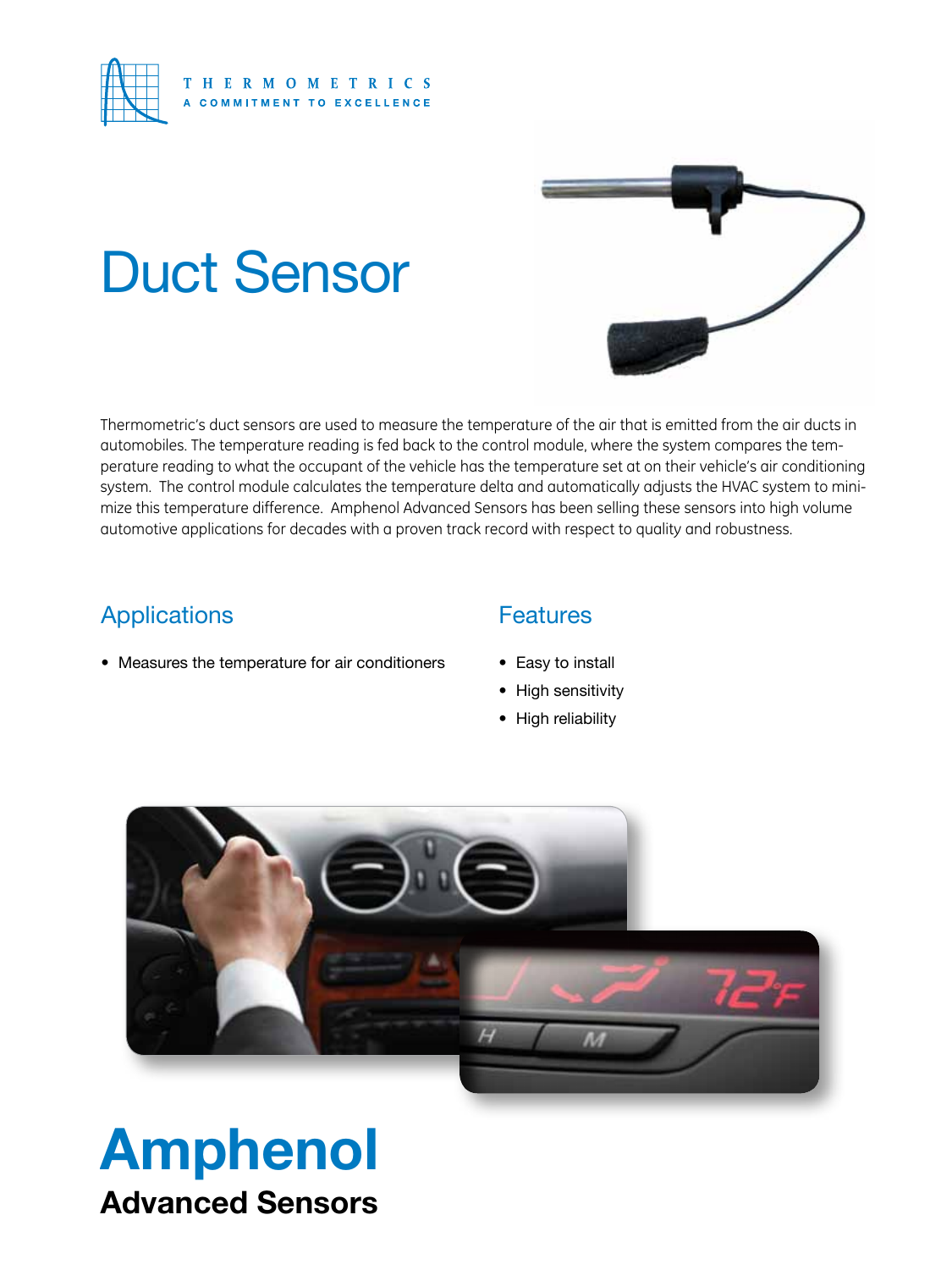THERMOMETRICS
A COMMITMENT TO EXCELLENCE

# Duct Sensor

Thermometric's duct sensors are used to measure the temperature of the air that is emitted from the air ducts in automobiles. The temperature reading is fed back to the control module, where the system compares the temperature reading to what the occupant of the vehicle has the temperature set at on their vehicle's air conditioning system. The control module calculates the temperature delta and automatically adjusts the HVAC system to minimize this temperature difference. Amphenol Advanced Sensors has been selling these sensors into high volume automotive applications for decades with a proven track record with respect to quality and robustness.

## Applications

- Measures the temperature for air conditioners

## Features

- Easy to install
- High sensitivity
- High reliability

**Amphenol**
**Advanced Sensors**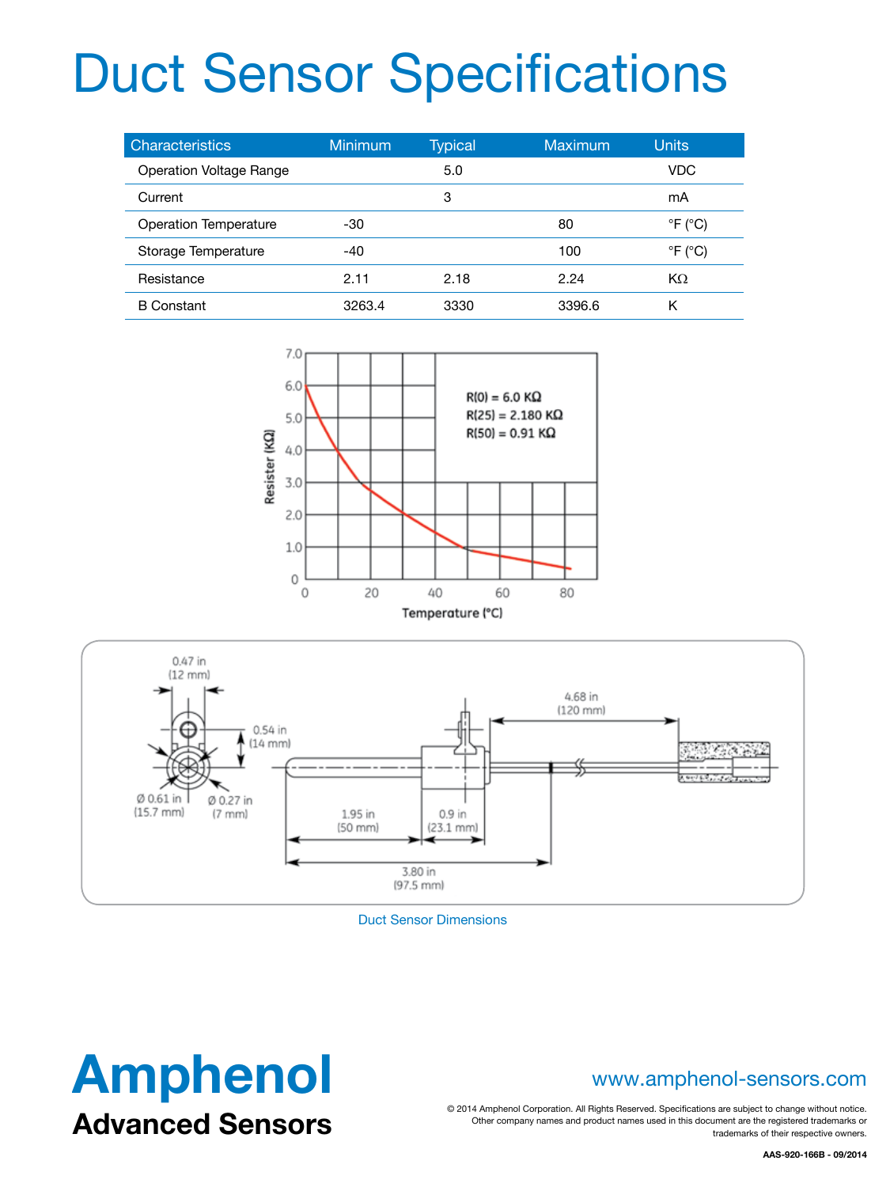# Duct Sensor Specifications

| Characteristics | Minimum | Typical | Maximum | Units |
|---|---|---|---|---|
| Operation Voltage Range | | 5.0 | | VDC |
| Current | | 3 | | mA |
| Operation Temperature | -30 | | 80 | °F (°C) |
| Storage Temperature | -40 | | 100 | °F (°C) |
| Resistance | 2.11 | 2.18 | 2.24 | KΩ |
| B Constant | 3263.4 | 3330 | 3396.6 | K |

R(0) = 6.0 KΩ
R(25) = 2.180 KΩ
R(50) = 0.91 KΩ

Resister (KΩ)
7.0
6.0
5.0
4.0
3.0
2.0
1.0
0

0
20
40
60
80
Temperature (°C)

0.47 in
(12 mm)

0.54 in
(14 mm)

Ø 0.61 in
(15.7 mm)

Ø 0.27 in
(7 mm)

4.68 in
(120 mm)

1.95 in
(50 mm)

0.9 in
(23.1 mm)

3.80 in
(97.5 mm)

Duct Sensor Dimensions

**Amphenol**
**Advanced Sensors**

www.amphenol-sensors.com

© 2014 Amphenol Corporation. All Rights Reserved. Specifications are subject to change without notice. Other company names and product names used in this document are the registered trademarks or trademarks of their respective owners.

AAS-920-166B - 09/2014